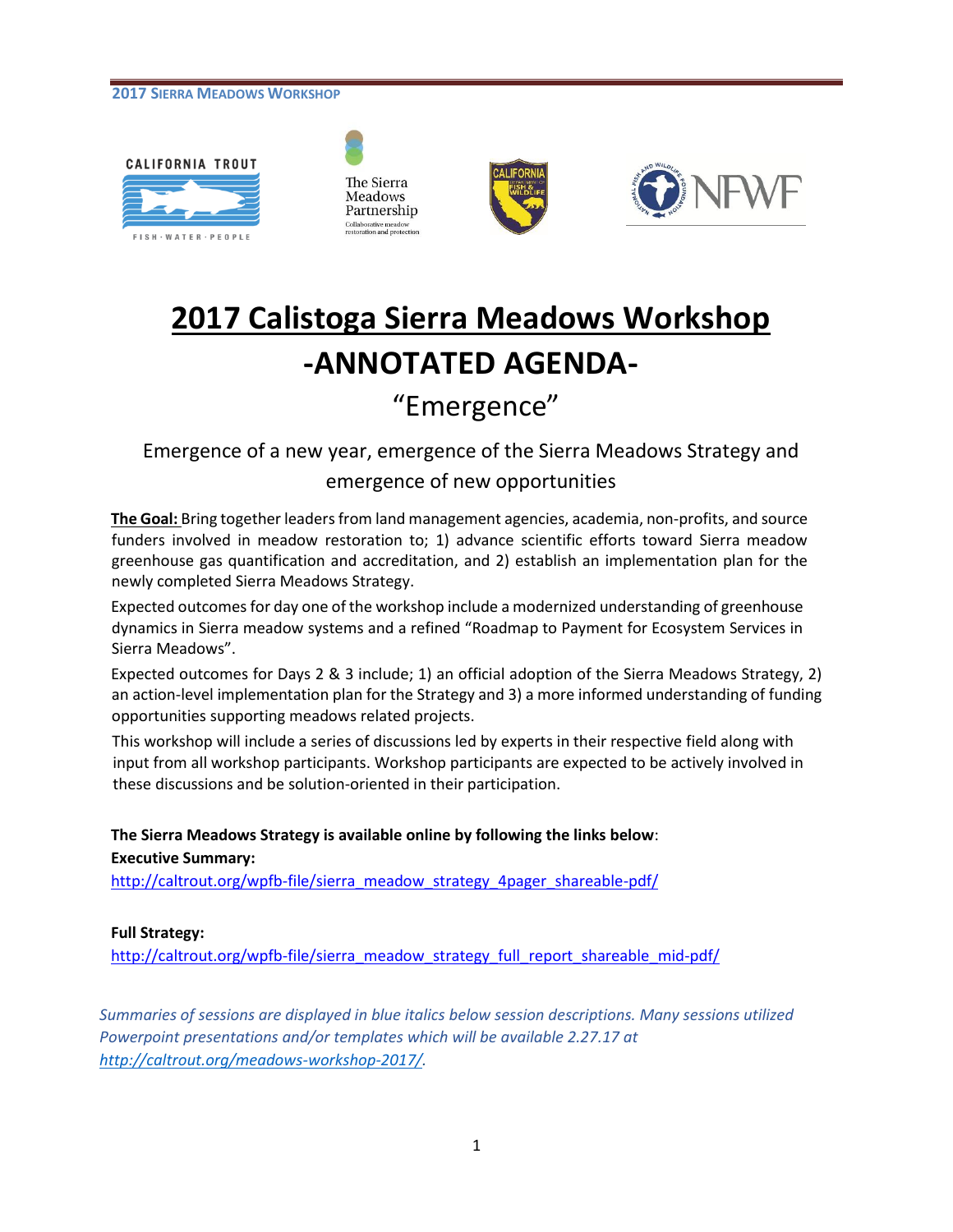# 2017 Calistoga Sierra Meadows Workshop

## -ANNOTATED AGENDA-

### "Emergence"

Emergence of a new year, emergence of the Sierra Meadows Strategy and emergence of new opportunities

**The Goal:** Bring together leaders from land management agencies, academia, non-profits, and source funders involved in meadow restoration to; 1) advance scientific efforts toward Sierra meadow greenhouse gas quantification and accreditation, and 2) establish an implementation plan for the newly completed Sierra Meadows Strategy.

Expected outcomes for day one of the workshop include a modernized understanding of greenhouse dynamics in Sierra meadow systems and a refined "Roadmap to Payment for Ecosystem Services in Sierra Meadows".

Expected outcomes for Days 2 & 3 include; 1) an official adoption of the Sierra Meadows Strategy, 2) an action-level implementation plan for the Strategy and 3) a more informed understanding of funding opportunities supporting meadows related projects.

This workshop will include a series of discussions led by experts in their respective field along with input from all workshop participants. Workshop participants are expected to be actively involved in these discussions and be solution-oriented in their participation.

**The Sierra Meadows Strategy is available online by following the links below**:

**Executive Summary:**

http://caltrout.org/wpfb-file/sierra_meadow_strategy_4pager_shareable-pdf/

**Full Strategy:**

http://caltrout.org/wpfb-file/sierra_meadow_strategy_full_report_shareable_mid-pdf/

*Summaries of sessions are displayed in blue italics below session descriptions. Many sessions utilized Powerpoint presentations and/or templates which will be available 2.27.17 at http://caltrout.org/meadows-workshop-2017/.*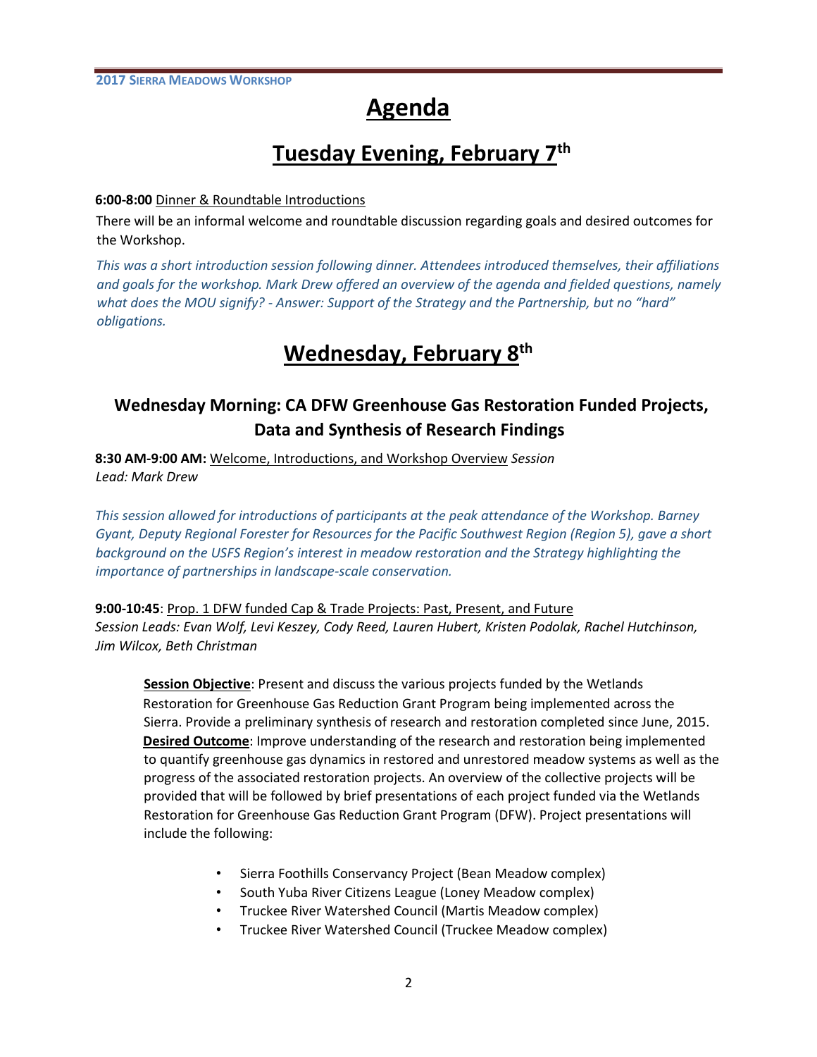# Agenda

## Tuesday Evening, February 7th

**6:00-8:00** Dinner & Roundtable Introductions

There will be an informal welcome and roundtable discussion regarding goals and desired outcomes for the Workshop.

*This was a short introduction session following dinner. Attendees introduced themselves, their affiliations and goals for the workshop. Mark Drew offered an overview of the agenda and fielded questions, namely what does the MOU signify? - Answer: Support of the Strategy and the Partnership, but no "hard" obligations.*

## Wednesday, February 8th

### Wednesday Morning: CA DFW Greenhouse Gas Restoration Funded Projects, Data and Synthesis of Research Findings

**8:30 AM-9:00 AM:** Welcome, Introductions, and Workshop Overview *Session Lead: Mark Drew*

*This session allowed for introductions of participants at the peak attendance of the Workshop. Barney Gyant, Deputy Regional Forester for Resources for the Pacific Southwest Region (Region 5), gave a short background on the USFS Region's interest in meadow restoration and the Strategy highlighting the importance of partnerships in landscape-scale conservation.*

**9:00-10:45**: Prop. 1 DFW funded Cap & Trade Projects: Past, Present, and Future
*Session Leads: Evan Wolf, Levi Keszey, Cody Reed, Lauren Hubert, Kristen Podolak, Rachel Hutchinson, Jim Wilcox, Beth Christman*

**Session Objective**: Present and discuss the various projects funded by the Wetlands Restoration for Greenhouse Gas Reduction Grant Program being implemented across the Sierra. Provide a preliminary synthesis of research and restoration completed since June, 2015.
**Desired Outcome**: Improve understanding of the research and restoration being implemented to quantify greenhouse gas dynamics in restored and unrestored meadow systems as well as the progress of the associated restoration projects. An overview of the collective projects will be provided that will be followed by brief presentations of each project funded via the Wetlands Restoration for Greenhouse Gas Reduction Grant Program (DFW). Project presentations will include the following:

- Sierra Foothills Conservancy Project (Bean Meadow complex)
- South Yuba River Citizens League (Loney Meadow complex)
- Truckee River Watershed Council (Martis Meadow complex)
- Truckee River Watershed Council (Truckee Meadow complex)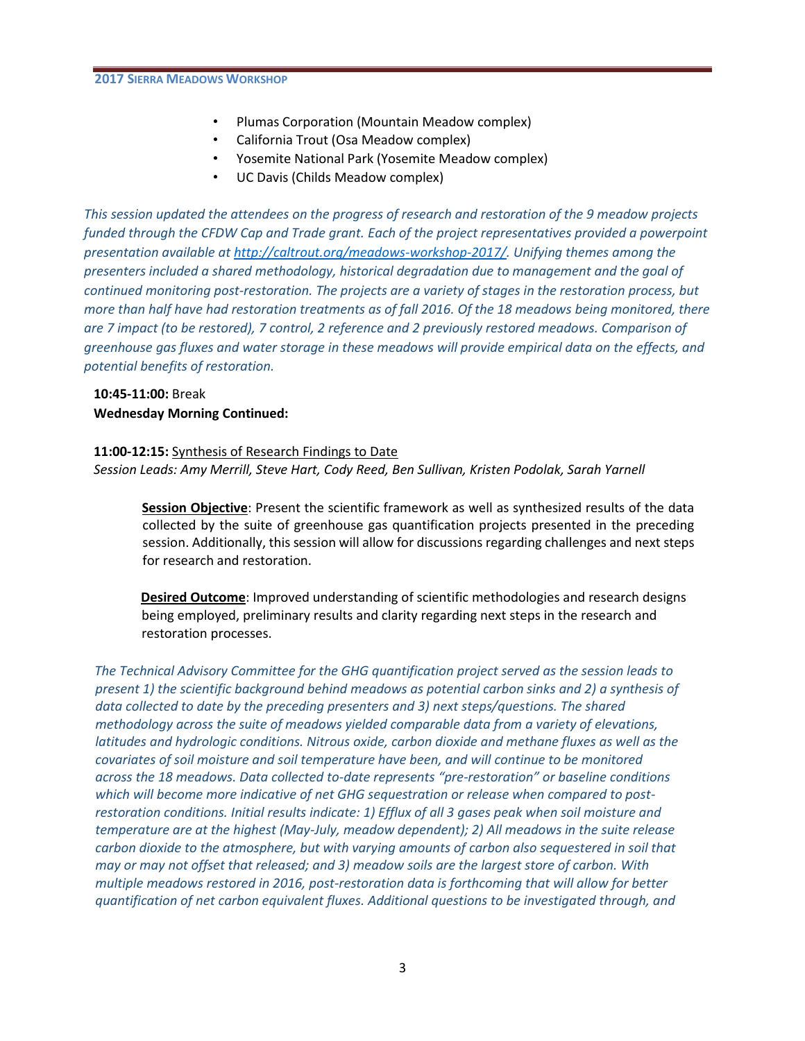- Plumas Corporation (Mountain Meadow complex)
- California Trout (Osa Meadow complex)
- Yosemite National Park (Yosemite Meadow complex)
- UC Davis (Childs Meadow complex)

*This session updated the attendees on the progress of research and restoration of the 9 meadow projects funded through the CFDW Cap and Trade grant. Each of the project representatives provided a powerpoint presentation available at [http://caltrout.org/meadows-workshop-2017/](http://caltrout.org/meadows-workshop-2017/). Unifying themes among the presenters included a shared methodology, historical degradation due to management and the goal of continued monitoring post-restoration. The projects are a variety of stages in the restoration process, but more than half have had restoration treatments as of fall 2016. Of the 18 meadows being monitored, there are 7 impact (to be restored), 7 control, 2 reference and 2 previously restored meadows. Comparison of greenhouse gas fluxes and water storage in these meadows will provide empirical data on the effects, and potential benefits of restoration.*

**10:45-11:00:** Break

**Wednesday Morning Continued:**

**11:00-12:15:** Synthesis of Research Findings to Date

*Session Leads: Amy Merrill, Steve Hart, Cody Reed, Ben Sullivan, Kristen Podolak, Sarah Yarnell*

> **Session Objective**: Present the scientific framework as well as synthesized results of the data collected by the suite of greenhouse gas quantification projects presented in the preceding session. Additionally, this session will allow for discussions regarding challenges and next steps for research and restoration.

> **Desired Outcome**: Improved understanding of scientific methodologies and research designs being employed, preliminary results and clarity regarding next steps in the research and restoration processes.

*The Technical Advisory Committee for the GHG quantification project served as the session leads to present 1) the scientific background behind meadows as potential carbon sinks and 2) a synthesis of data collected to date by the preceding presenters and 3) next steps/questions. The shared methodology across the suite of meadows yielded comparable data from a variety of elevations, latitudes and hydrologic conditions. Nitrous oxide, carbon dioxide and methane fluxes as well as the covariates of soil moisture and soil temperature have been, and will continue to be monitored across the 18 meadows. Data collected to-date represents "pre-restoration" or baseline conditions which will become more indicative of net GHG sequestration or release when compared to post-restoration conditions. Initial results indicate: 1) Efflux of all 3 gases peak when soil moisture and temperature are at the highest (May-July, meadow dependent); 2) All meadows in the suite release carbon dioxide to the atmosphere, but with varying amounts of carbon also sequestered in soil that may or may not offset that released; and 3) meadow soils are the largest store of carbon. With multiple meadows restored in 2016, post-restoration data is forthcoming that will allow for better quantification of net carbon equivalent fluxes. Additional questions to be investigated through, and*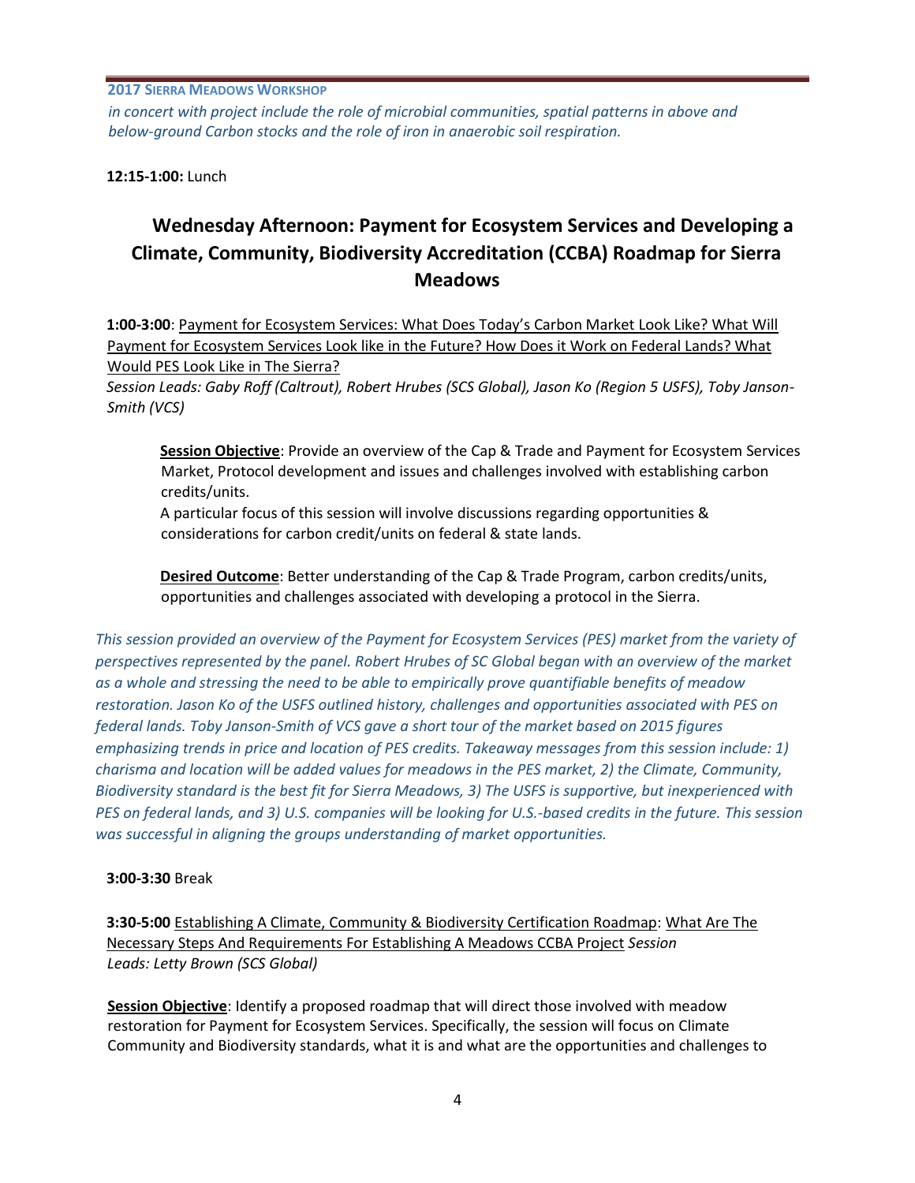*in concert with project include the role of microbial communities, spatial patterns in above and below-ground Carbon stocks and the role of iron in anaerobic soil respiration.*

**12:15-1:00:** Lunch

## Wednesday Afternoon: Payment for Ecosystem Services and Developing a Climate, Community, Biodiversity Accreditation (CCBA) Roadmap for Sierra Meadows

**1:00-3:00**: Payment for Ecosystem Services: What Does Today's Carbon Market Look Like? What Will Payment for Ecosystem Services Look like in the Future? How Does it Work on Federal Lands? What Would PES Look Like in The Sierra?

*Session Leads: Gaby Roff (Caltrout), Robert Hrubes (SCS Global), Jason Ko (Region 5 USFS), Toby Janson-Smith (VCS)*

**Session Objective**: Provide an overview of the Cap & Trade and Payment for Ecosystem Services Market, Protocol development and issues and challenges involved with establishing carbon credits/units.

A particular focus of this session will involve discussions regarding opportunities & considerations for carbon credit/units on federal & state lands.

**Desired Outcome**: Better understanding of the Cap & Trade Program, carbon credits/units, opportunities and challenges associated with developing a protocol in the Sierra.

*This session provided an overview of the Payment for Ecosystem Services (PES) market from the variety of perspectives represented by the panel. Robert Hrubes of SC Global began with an overview of the market as a whole and stressing the need to be able to empirically prove quantifiable benefits of meadow restoration. Jason Ko of the USFS outlined history, challenges and opportunities associated with PES on federal lands. Toby Janson-Smith of VCS gave a short tour of the market based on 2015 figures emphasizing trends in price and location of PES credits. Takeaway messages from this session include: 1) charisma and location will be added values for meadows in the PES market, 2) the Climate, Community, Biodiversity standard is the best fit for Sierra Meadows, 3) The USFS is supportive, but inexperienced with PES on federal lands, and 3) U.S. companies will be looking for U.S.-based credits in the future. This session was successful in aligning the groups understanding of market opportunities.*

**3:00-3:30** Break

**3:30-5:00** Establishing A Climate, Community & Biodiversity Certification Roadmap: What Are The Necessary Steps And Requirements For Establishing A Meadows CCBA Project *Session Leads: Letty Brown (SCS Global)*

**Session Objective**: Identify a proposed roadmap that will direct those involved with meadow restoration for Payment for Ecosystem Services. Specifically, the session will focus on Climate Community and Biodiversity standards, what it is and what are the opportunities and challenges to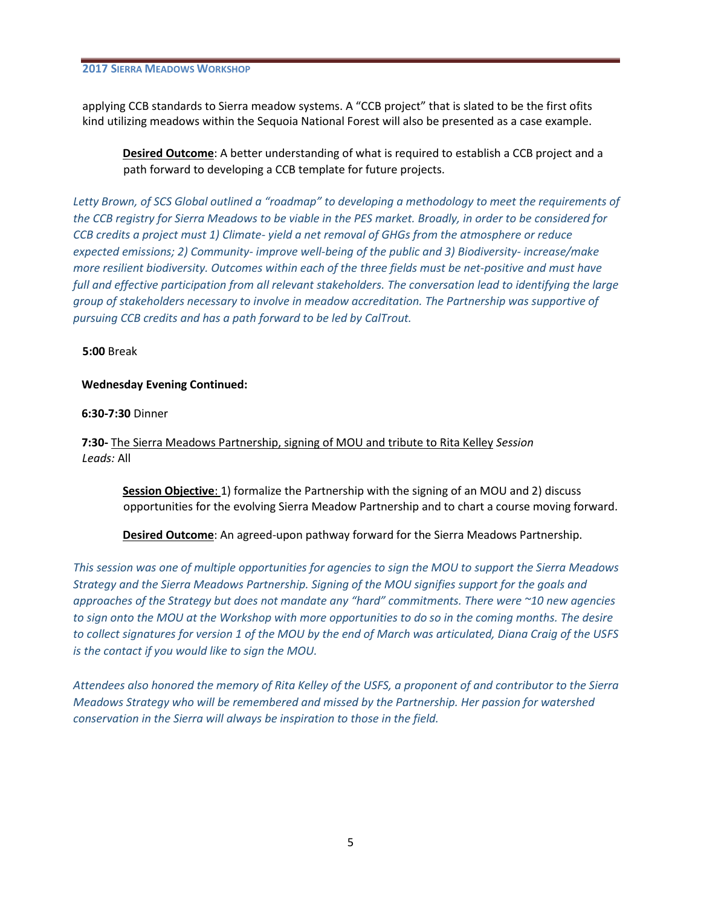applying CCB standards to Sierra meadow systems. A "CCB project" that is slated to be the first ofits kind utilizing meadows within the Sequoia National Forest will also be presented as a case example.

**Desired Outcome**: A better understanding of what is required to establish a CCB project and a path forward to developing a CCB template for future projects.

*Letty Brown, of SCS Global outlined a "roadmap" to developing a methodology to meet the requirements of the CCB registry for Sierra Meadows to be viable in the PES market. Broadly, in order to be considered for CCB credits a project must 1) Climate- yield a net removal of GHGs from the atmosphere or reduce expected emissions; 2) Community- improve well-being of the public and 3) Biodiversity- increase/make more resilient biodiversity. Outcomes within each of the three fields must be net-positive and must have full and effective participation from all relevant stakeholders. The conversation lead to identifying the large group of stakeholders necessary to involve in meadow accreditation. The Partnership was supportive of pursuing CCB credits and has a path forward to be led by CalTrout.*

**5:00** Break

**Wednesday Evening Continued:**

**6:30-7:30** Dinner

**7:30-** The Sierra Meadows Partnership, signing of MOU and tribute to Rita Kelley *Session Leads:* All

**Session Objective**: 1) formalize the Partnership with the signing of an MOU and 2) discuss opportunities for the evolving Sierra Meadow Partnership and to chart a course moving forward.

**Desired Outcome**: An agreed-upon pathway forward for the Sierra Meadows Partnership.

*This session was one of multiple opportunities for agencies to sign the MOU to support the Sierra Meadows Strategy and the Sierra Meadows Partnership. Signing of the MOU signifies support for the goals and approaches of the Strategy but does not mandate any "hard" commitments. There were ~10 new agencies to sign onto the MOU at the Workshop with more opportunities to do so in the coming months. The desire to collect signatures for version 1 of the MOU by the end of March was articulated, Diana Craig of the USFS is the contact if you would like to sign the MOU.*

*Attendees also honored the memory of Rita Kelley of the USFS, a proponent of and contributor to the Sierra Meadows Strategy who will be remembered and missed by the Partnership. Her passion for watershed conservation in the Sierra will always be inspiration to those in the field.*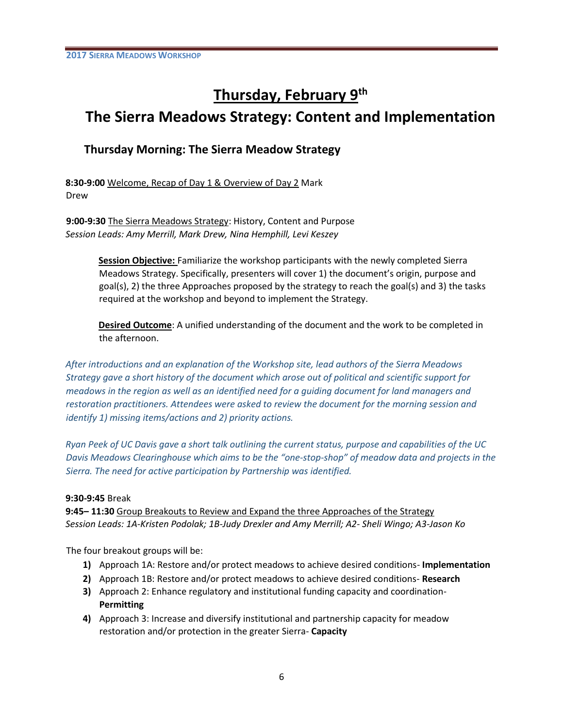# Thursday, February 9th

# The Sierra Meadows Strategy: Content and Implementation

## Thursday Morning: The Sierra Meadow Strategy

**8:30-9:00** Welcome, Recap of Day 1 & Overview of Day 2 Mark Drew

**9:00-9:30** The Sierra Meadows Strategy: History, Content and Purpose
*Session Leads: Amy Merrill, Mark Drew, Nina Hemphill, Levi Keszey*

> **Session Objective:** Familiarize the workshop participants with the newly completed Sierra Meadows Strategy. Specifically, presenters will cover 1) the document's origin, purpose and goal(s), 2) the three Approaches proposed by the strategy to reach the goal(s) and 3) the tasks required at the workshop and beyond to implement the Strategy.
>
> **Desired Outcome**: A unified understanding of the document and the work to be completed in the afternoon.

*After introductions and an explanation of the Workshop site, lead authors of the Sierra Meadows Strategy gave a short history of the document which arose out of political and scientific support for meadows in the region as well as an identified need for a guiding document for land managers and restoration practitioners. Attendees were asked to review the document for the morning session and identify 1) missing items/actions and 2) priority actions.*

*Ryan Peek of UC Davis gave a short talk outlining the current status, purpose and capabilities of the UC Davis Meadows Clearinghouse which aims to be the "one-stop-shop" of meadow data and projects in the Sierra. The need for active participation by Partnership was identified.*

**9:30-9:45** Break
**9:45– 11:30** Group Breakouts to Review and Expand the three Approaches of the Strategy
*Session Leads: 1A-Kristen Podolak; 1B-Judy Drexler and Amy Merrill; A2- Sheli Wingo; A3-Jason Ko*

The four breakout groups will be:

1) Approach 1A: Restore and/or protect meadows to achieve desired conditions- **Implementation**
2) Approach 1B: Restore and/or protect meadows to achieve desired conditions- **Research**
3) Approach 2: Enhance regulatory and institutional funding capacity and coordination- **Permitting**
4) Approach 3: Increase and diversify institutional and partnership capacity for meadow restoration and/or protection in the greater Sierra- **Capacity**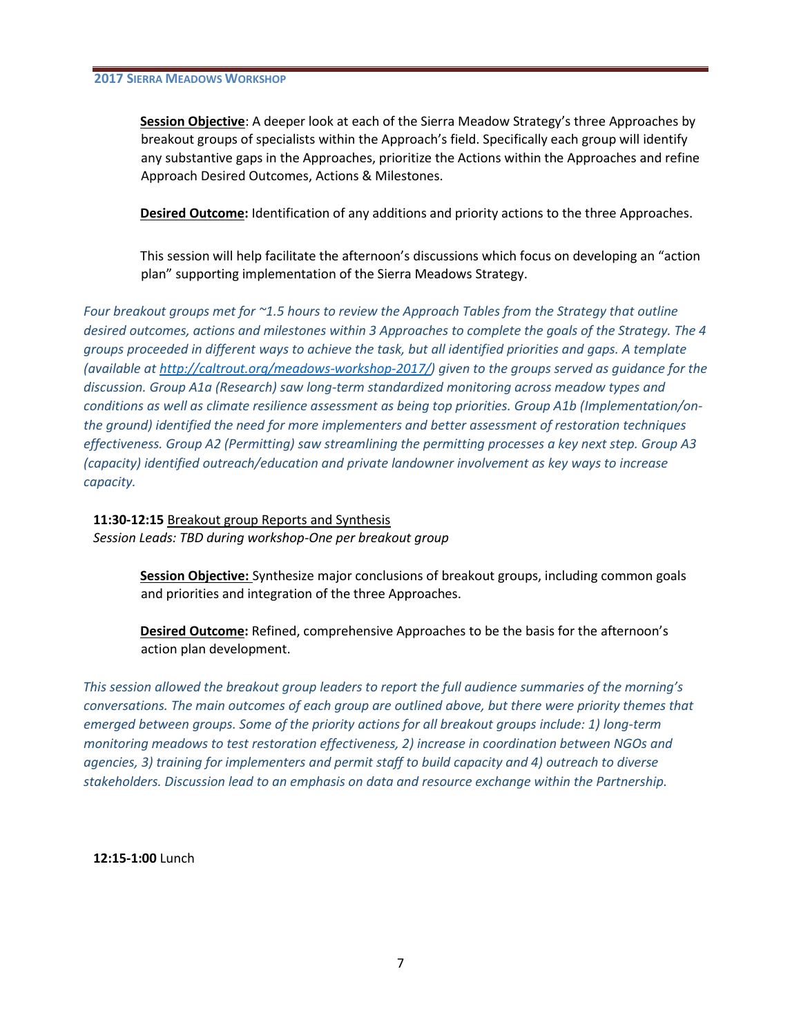**Session Objective**: A deeper look at each of the Sierra Meadow Strategy's three Approaches by breakout groups of specialists within the Approach's field. Specifically each group will identify any substantive gaps in the Approaches, prioritize the Actions within the Approaches and refine Approach Desired Outcomes, Actions & Milestones.

**Desired Outcome:** Identification of any additions and priority actions to the three Approaches.

This session will help facilitate the afternoon's discussions which focus on developing an "action plan" supporting implementation of the Sierra Meadows Strategy.

*Four breakout groups met for ~1.5 hours to review the Approach Tables from the Strategy that outline desired outcomes, actions and milestones within 3 Approaches to complete the goals of the Strategy. The 4 groups proceeded in different ways to achieve the task, but all identified priorities and gaps. A template (available at [http://caltrout.org/meadows-workshop-2017/](http://caltrout.org/meadows-workshop-2017/)) given to the groups served as guidance for the discussion. Group A1a (Research) saw long-term standardized monitoring across meadow types and conditions as well as climate resilience assessment as being top priorities. Group A1b (Implementation/on-the ground) identified the need for more implementers and better assessment of restoration techniques effectiveness. Group A2 (Permitting) saw streamlining the permitting processes a key next step. Group A3 (capacity) identified outreach/education and private landowner involvement as key ways to increase capacity.*

**11:30-12:15** Breakout group Reports and Synthesis
*Session Leads: TBD during workshop-One per breakout group*

**Session Objective:** Synthesize major conclusions of breakout groups, including common goals and priorities and integration of the three Approaches.

**Desired Outcome:** Refined, comprehensive Approaches to be the basis for the afternoon's action plan development.

*This session allowed the breakout group leaders to report the full audience summaries of the morning's conversations. The main outcomes of each group are outlined above, but there were priority themes that emerged between groups. Some of the priority actions for all breakout groups include: 1) long-term monitoring meadows to test restoration effectiveness, 2) increase in coordination between NGOs and agencies, 3) training for implementers and permit staff to build capacity and 4) outreach to diverse stakeholders. Discussion lead to an emphasis on data and resource exchange within the Partnership.*

**12:15-1:00** Lunch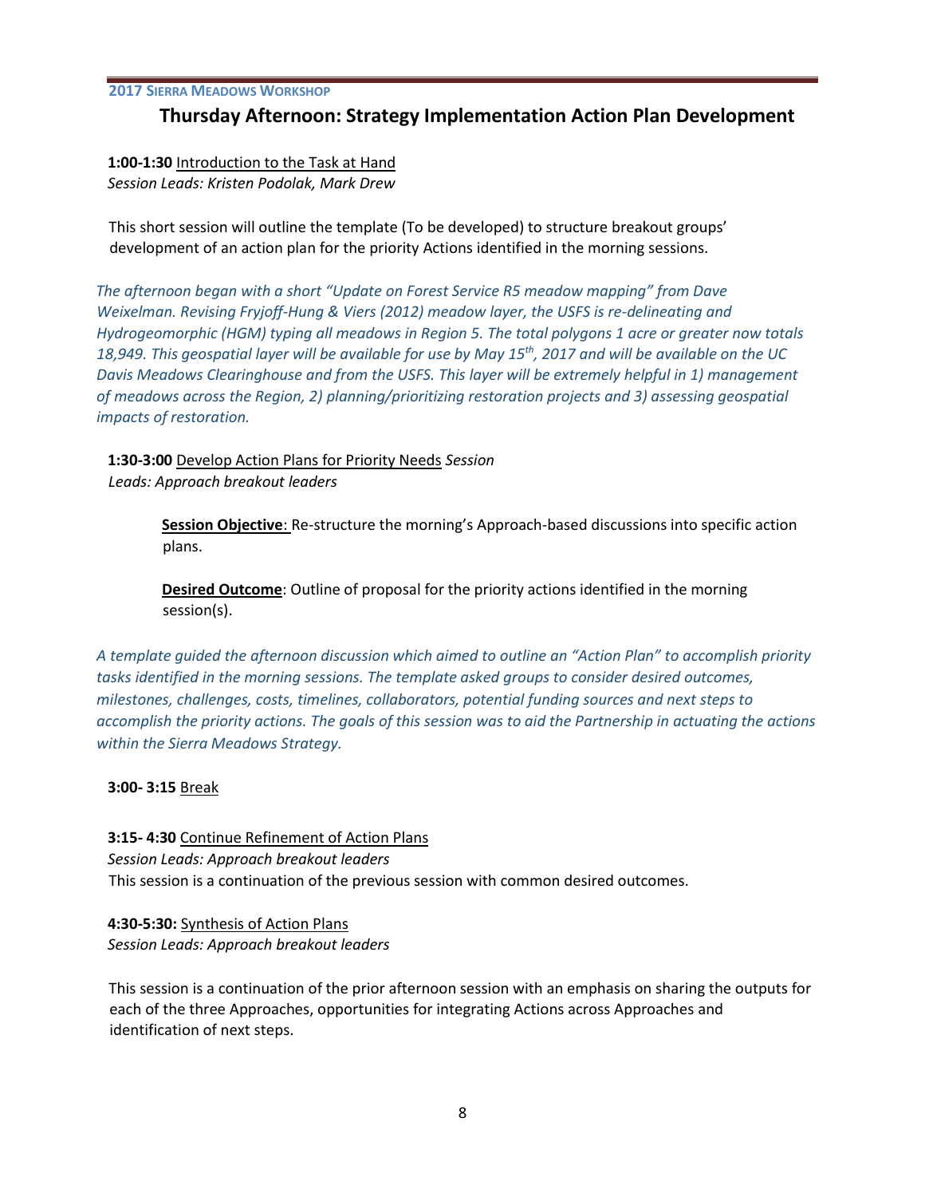## Thursday Afternoon: Strategy Implementation Action Plan Development

**1:00-1:30** Introduction to the Task at Hand
*Session Leads: Kristen Podolak, Mark Drew*

This short session will outline the template (To be developed) to structure breakout groups' development of an action plan for the priority Actions identified in the morning sessions.

*The afternoon began with a short "Update on Forest Service R5 meadow mapping" from Dave Weixelman. Revising Fryjoff-Hung & Viers (2012) meadow layer, the USFS is re-delineating and Hydrogeomorphic (HGM) typing all meadows in Region 5. The total polygons 1 acre or greater now totals 18,949. This geospatial layer will be available for use by May 15th, 2017 and will be available on the UC Davis Meadows Clearinghouse and from the USFS. This layer will be extremely helpful in 1) management of meadows across the Region, 2) planning/prioritizing restoration projects and 3) assessing geospatial impacts of restoration.*

**1:30-3:00** Develop Action Plans for Priority Needs *Session Leads: Approach breakout leaders*

**Session Objective**: Re-structure the morning's Approach-based discussions into specific action plans.

**Desired Outcome**: Outline of proposal for the priority actions identified in the morning session(s).

*A template guided the afternoon discussion which aimed to outline an "Action Plan" to accomplish priority tasks identified in the morning sessions. The template asked groups to consider desired outcomes, milestones, challenges, costs, timelines, collaborators, potential funding sources and next steps to accomplish the priority actions. The goals of this session was to aid the Partnership in actuating the actions within the Sierra Meadows Strategy.*

**3:00- 3:15** Break

**3:15- 4:30** Continue Refinement of Action Plans
*Session Leads: Approach breakout leaders*
This session is a continuation of the previous session with common desired outcomes.

**4:30-5:30:** Synthesis of Action Plans
*Session Leads: Approach breakout leaders*

This session is a continuation of the prior afternoon session with an emphasis on sharing the outputs for each of the three Approaches, opportunities for integrating Actions across Approaches and identification of next steps.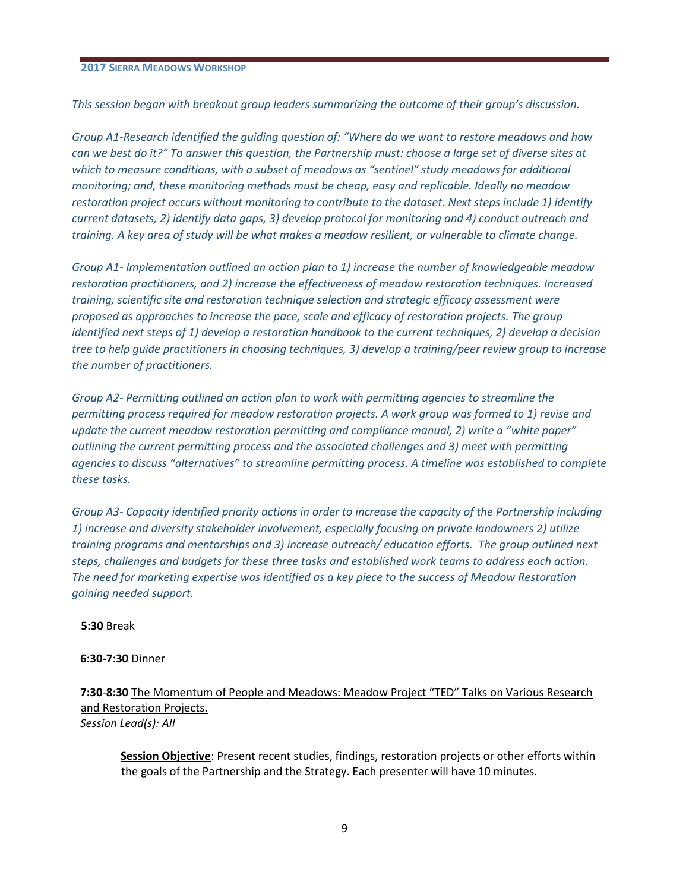*This session began with breakout group leaders summarizing the outcome of their group's discussion.*

*Group A1-Research identified the guiding question of: "Where do we want to restore meadows and how can we best do it?" To answer this question, the Partnership must: choose a large set of diverse sites at which to measure conditions, with a subset of meadows as "sentinel" study meadows for additional monitoring; and, these monitoring methods must be cheap, easy and replicable. Ideally no meadow restoration project occurs without monitoring to contribute to the dataset. Next steps include 1) identify current datasets, 2) identify data gaps, 3) develop protocol for monitoring and 4) conduct outreach and training. A key area of study will be what makes a meadow resilient, or vulnerable to climate change.*

*Group A1- Implementation outlined an action plan to 1) increase the number of knowledgeable meadow restoration practitioners, and 2) increase the effectiveness of meadow restoration techniques. Increased training, scientific site and restoration technique selection and strategic efficacy assessment were proposed as approaches to increase the pace, scale and efficacy of restoration projects. The group identified next steps of 1) develop a restoration handbook to the current techniques, 2) develop a decision tree to help guide practitioners in choosing techniques, 3) develop a training/peer review group to increase the number of practitioners.*

*Group A2- Permitting outlined an action plan to work with permitting agencies to streamline the permitting process required for meadow restoration projects. A work group was formed to 1) revise and update the current meadow restoration permitting and compliance manual, 2) write a "white paper" outlining the current permitting process and the associated challenges and 3) meet with permitting agencies to discuss "alternatives" to streamline permitting process. A timeline was established to complete these tasks.*

*Group A3- Capacity identified priority actions in order to increase the capacity of the Partnership including 1) increase and diversity stakeholder involvement, especially focusing on private landowners 2) utilize training programs and mentorships and 3) increase outreach/ education efforts. The group outlined next steps, challenges and budgets for these three tasks and established work teams to address each action. The need for marketing expertise was identified as a key piece to the success of Meadow Restoration gaining needed support.*

**5:30** Break

**6:30-7:30** Dinner

**7:30-8:30** <u>The Momentum of People and Meadows: Meadow Project "TED" Talks on Various Research and Restoration Projects.</u>
*Session Lead(s): All*

> **<u>Session Objective</u>**: Present recent studies, findings, restoration projects or other efforts within the goals of the Partnership and the Strategy. Each presenter will have 10 minutes.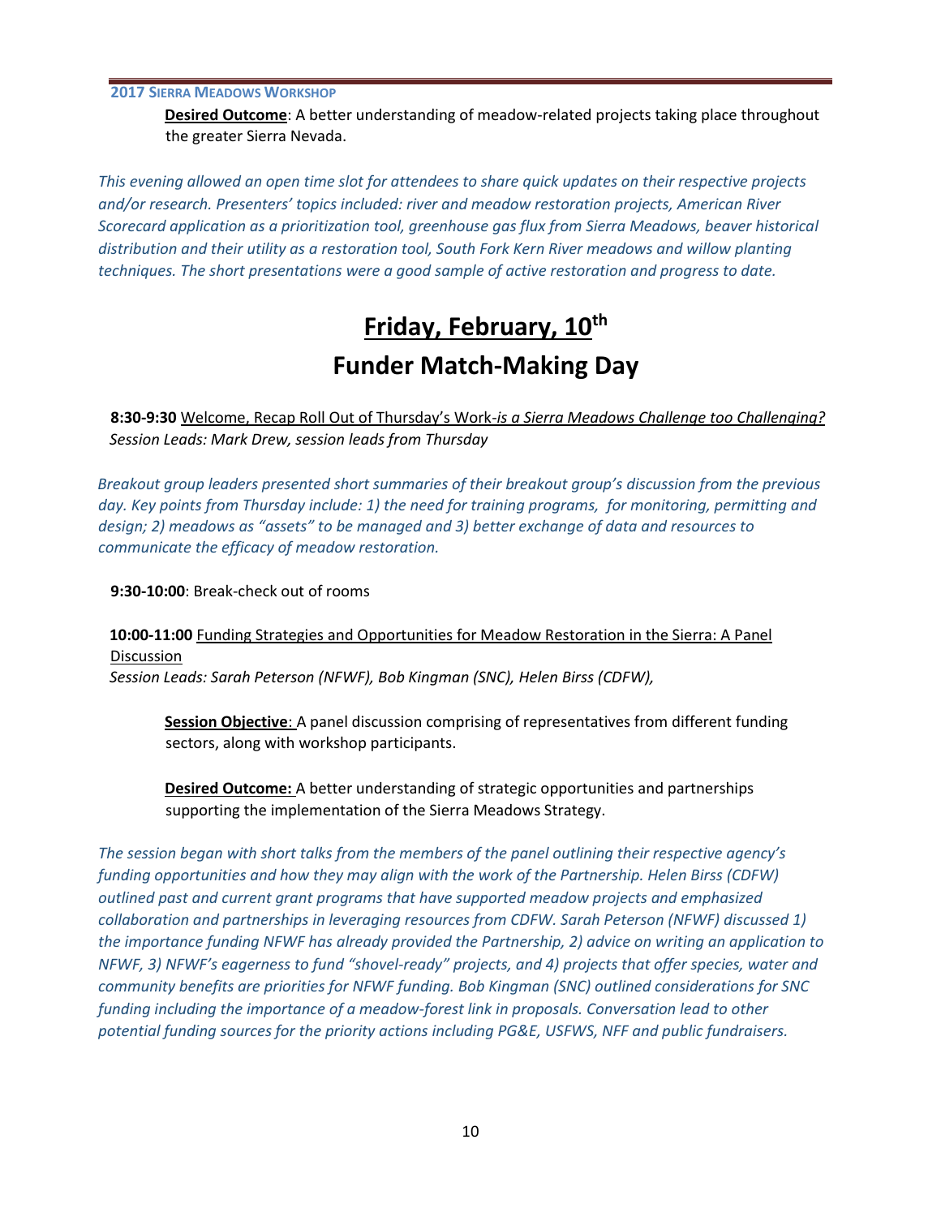**Desired Outcome**: A better understanding of meadow-related projects taking place throughout the greater Sierra Nevada.

*This evening allowed an open time slot for attendees to share quick updates on their respective projects and/or research. Presenters' topics included: river and meadow restoration projects, American River Scorecard application as a prioritization tool, greenhouse gas flux from Sierra Meadows, beaver historical distribution and their utility as a restoration tool, South Fork Kern River meadows and willow planting techniques. The short presentations were a good sample of active restoration and progress to date.*

# Friday, February, 10th
# Funder Match-Making Day

**8:30-9:30** Welcome, Recap Roll Out of Thursday's Work-*is a Sierra Meadows Challenge too Challenging?*
*Session Leads: Mark Drew, session leads from Thursday*

*Breakout group leaders presented short summaries of their breakout group's discussion from the previous day. Key points from Thursday include: 1) the need for training programs, for monitoring, permitting and design; 2) meadows as "assets" to be managed and 3) better exchange of data and resources to communicate the efficacy of meadow restoration.*

**9:30-10:00**: Break-check out of rooms

**10:00-11:00** Funding Strategies and Opportunities for Meadow Restoration in the Sierra: A Panel Discussion
*Session Leads: Sarah Peterson (NFWF), Bob Kingman (SNC), Helen Birss (CDFW),*

**Session Objective**: A panel discussion comprising of representatives from different funding sectors, along with workshop participants.

**Desired Outcome:** A better understanding of strategic opportunities and partnerships supporting the implementation of the Sierra Meadows Strategy.

*The session began with short talks from the members of the panel outlining their respective agency's funding opportunities and how they may align with the work of the Partnership. Helen Birss (CDFW) outlined past and current grant programs that have supported meadow projects and emphasized collaboration and partnerships in leveraging resources from CDFW. Sarah Peterson (NFWF) discussed 1) the importance funding NFWF has already provided the Partnership, 2) advice on writing an application to NFWF, 3) NFWF's eagerness to fund "shovel-ready" projects, and 4) projects that offer species, water and community benefits are priorities for NFWF funding. Bob Kingman (SNC) outlined considerations for SNC funding including the importance of a meadow-forest link in proposals. Conversation lead to other potential funding sources for the priority actions including PG&E, USFWS, NFF and public fundraisers.*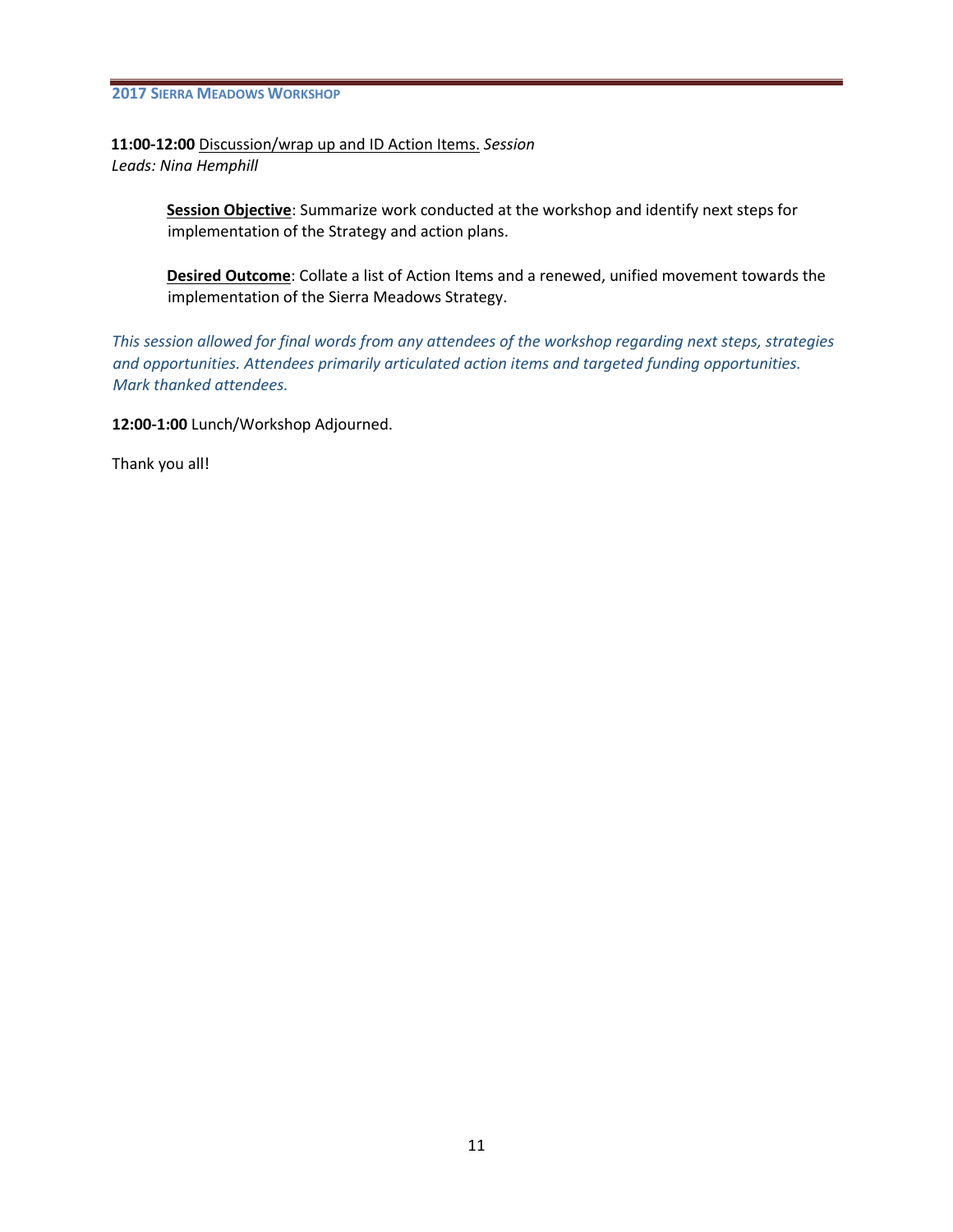**11:00-12:00** Discussion/wrap up and ID Action Items. *Session Leads: Nina Hemphill*

> **Session Objective**: Summarize work conducted at the workshop and identify next steps for implementation of the Strategy and action plans.
>
> **Desired Outcome**: Collate a list of Action Items and a renewed, unified movement towards the implementation of the Sierra Meadows Strategy.

*This session allowed for final words from any attendees of the workshop regarding next steps, strategies and opportunities. Attendees primarily articulated action items and targeted funding opportunities. Mark thanked attendees.*

**12:00-1:00** Lunch/Workshop Adjourned.

Thank you all!